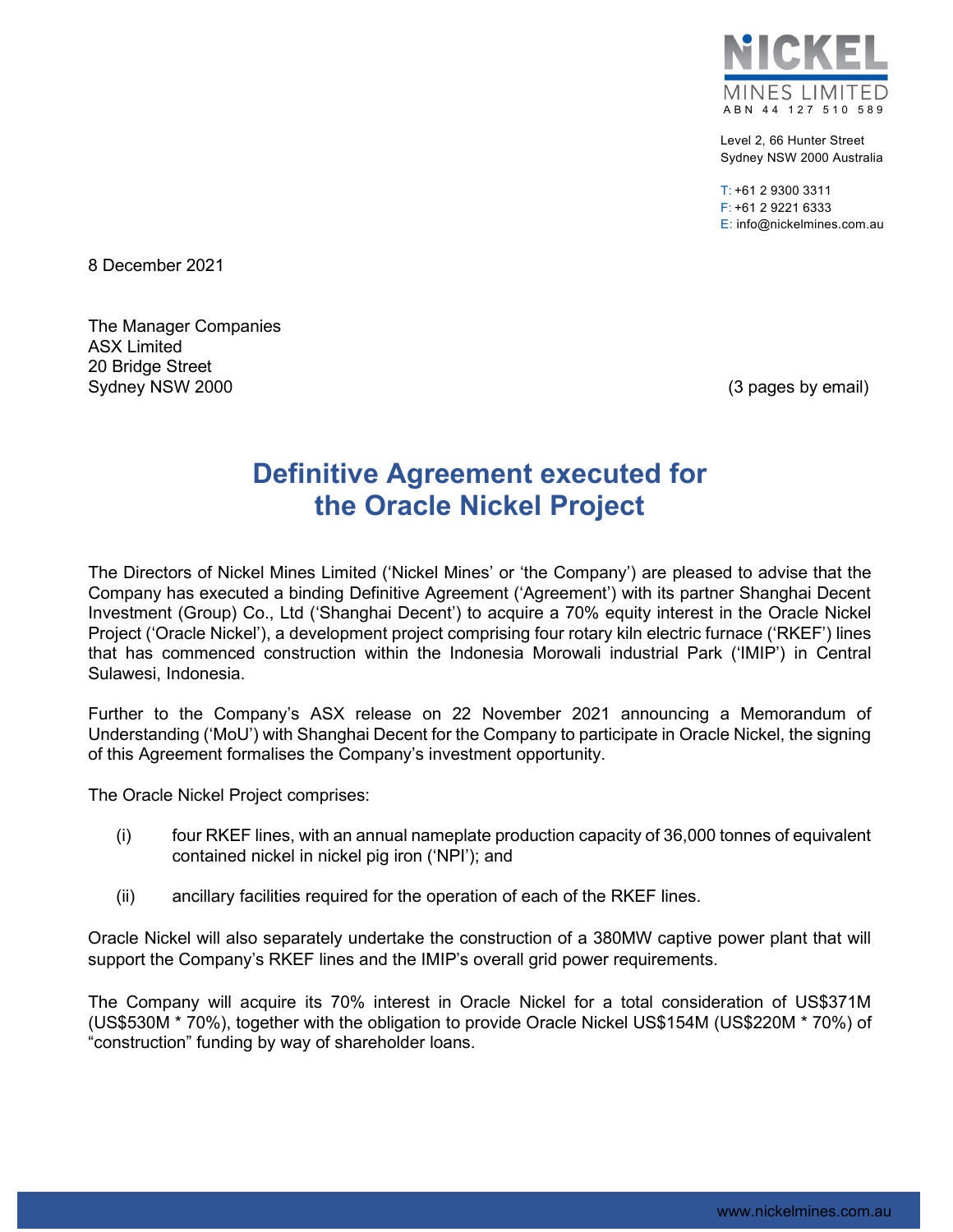**NICKEL MINES LIMITED**
ABN 44 127 510 589

Level 2, 66 Hunter Street
Sydney NSW 2000 Australia

T: +61 2 9300 3311
F: +61 2 9221 6333
E: info@nickelmines.com.au

8 December 2021

The Manager Companies
ASX Limited
20 Bridge Street
Sydney NSW 2000

(3 pages by email)

# Definitive Agreement executed for the Oracle Nickel Project

The Directors of Nickel Mines Limited ('Nickel Mines' or 'the Company') are pleased to advise that the Company has executed a binding Definitive Agreement ('Agreement') with its partner Shanghai Decent Investment (Group) Co., Ltd ('Shanghai Decent') to acquire a 70% equity interest in the Oracle Nickel Project ('Oracle Nickel'), a development project comprising four rotary kiln electric furnace ('RKEF') lines that has commenced construction within the Indonesia Morowali industrial Park ('IMIP') in Central Sulawesi, Indonesia.

Further to the Company's ASX release on 22 November 2021 announcing a Memorandum of Understanding ('MoU') with Shanghai Decent for the Company to participate in Oracle Nickel, the signing of this Agreement formalises the Company's investment opportunity.

The Oracle Nickel Project comprises:

(i) four RKEF lines, with an annual nameplate production capacity of 36,000 tonnes of equivalent contained nickel in nickel pig iron ('NPI'); and

(ii) ancillary facilities required for the operation of each of the RKEF lines.

Oracle Nickel will also separately undertake the construction of a 380MW captive power plant that will support the Company's RKEF lines and the IMIP's overall grid power requirements.

The Company will acquire its 70% interest in Oracle Nickel for a total consideration of US$371M (US$530M * 70%), together with the obligation to provide Oracle Nickel US$154M (US$220M * 70%) of "construction" funding by way of shareholder loans.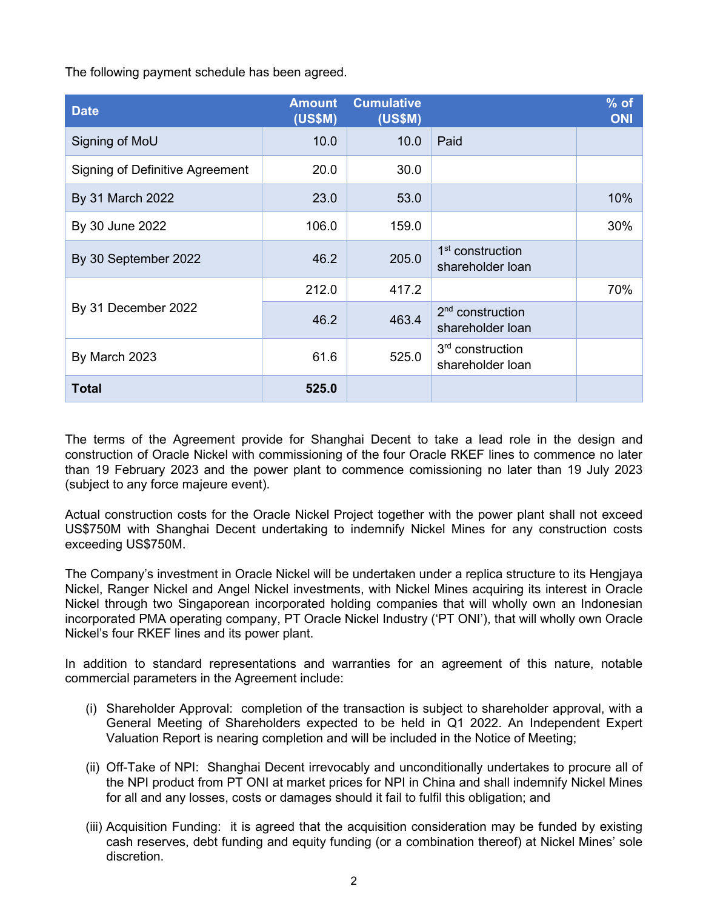The following payment schedule has been agreed.

| Date | Amount (US$M) | Cumulative (US$M) | | % of ONI |
|---|---|---|---|---|
| Signing of MoU | 10.0 | 10.0 | Paid | |
| Signing of Definitive Agreement | 20.0 | 30.0 | | |
| By 31 March 2022 | 23.0 | 53.0 | | 10% |
| By 30 June 2022 | 106.0 | 159.0 | | 30% |
| By 30 September 2022 | 46.2 | 205.0 | 1st construction shareholder loan | |
| By 31 December 2022 | 212.0 | 417.2 | | 70% |
| | 46.2 | 463.4 | 2nd construction shareholder loan | |
| By March 2023 | 61.6 | 525.0 | 3rd construction shareholder loan | |
| **Total** | **525.0** | | | |

The terms of the Agreement provide for Shanghai Decent to take a lead role in the design and construction of Oracle Nickel with commissioning of the four Oracle RKEF lines to commence no later than 19 February 2023 and the power plant to commence comissioning no later than 19 July 2023 (subject to any force majeure event).

Actual construction costs for the Oracle Nickel Project together with the power plant shall not exceed US$750M with Shanghai Decent undertaking to indemnify Nickel Mines for any construction costs exceeding US$750M.

The Company's investment in Oracle Nickel will be undertaken under a replica structure to its Hengjaya Nickel, Ranger Nickel and Angel Nickel investments, with Nickel Mines acquiring its interest in Oracle Nickel through two Singaporean incorporated holding companies that will wholly own an Indonesian incorporated PMA operating company, PT Oracle Nickel Industry ('PT ONI'), that will wholly own Oracle Nickel's four RKEF lines and its power plant.

In addition to standard representations and warranties for an agreement of this nature, notable commercial parameters in the Agreement include:

(i) Shareholder Approval: completion of the transaction is subject to shareholder approval, with a General Meeting of Shareholders expected to be held in Q1 2022. An Independent Expert Valuation Report is nearing completion and will be included in the Notice of Meeting;

(ii) Off-Take of NPI: Shanghai Decent irrevocably and unconditionally undertakes to procure all of the NPI product from PT ONI at market prices for NPI in China and shall indemnify Nickel Mines for all and any losses, costs or damages should it fail to fulfil this obligation; and

(iii) Acquisition Funding: it is agreed that the acquisition consideration may be funded by existing cash reserves, debt funding and equity funding (or a combination thereof) at Nickel Mines' sole discretion.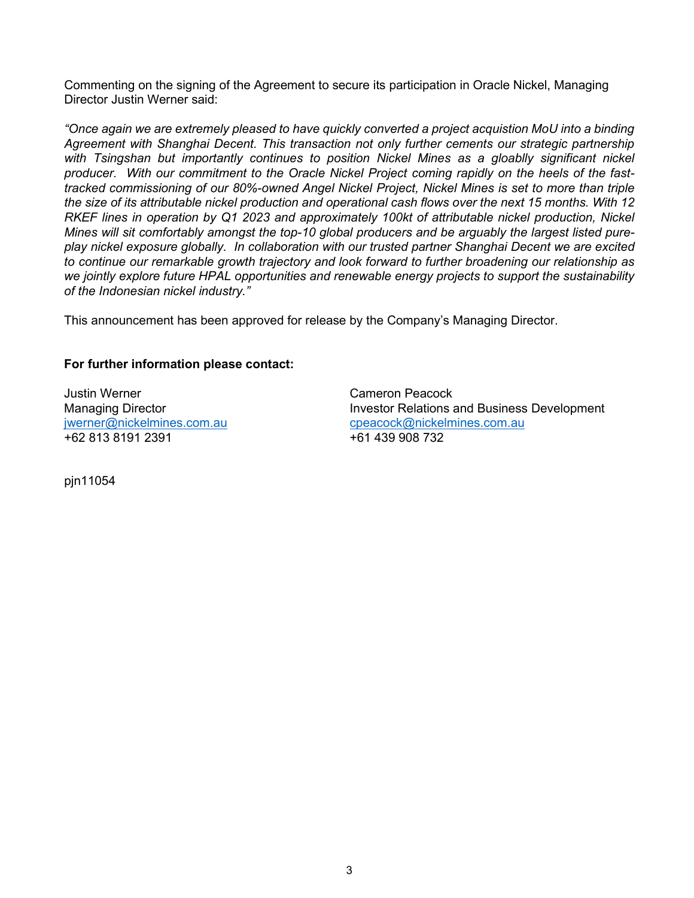Commenting on the signing of the Agreement to secure its participation in Oracle Nickel, Managing Director Justin Werner said:

*"Once again we are extremely pleased to have quickly converted a project acquistion MoU into a binding Agreement with Shanghai Decent. This transaction not only further cements our strategic partnership with Tsingshan but importantly continues to position Nickel Mines as a gloablly significant nickel producer. With our commitment to the Oracle Nickel Project coming rapidly on the heels of the fast-tracked commissioning of our 80%-owned Angel Nickel Project, Nickel Mines is set to more than triple the size of its attributable nickel production and operational cash flows over the next 15 months. With 12 RKEF lines in operation by Q1 2023 and approximately 100kt of attributable nickel production, Nickel Mines will sit comfortably amongst the top-10 global producers and be arguably the largest listed pure-play nickel exposure globally. In collaboration with our trusted partner Shanghai Decent we are excited to continue our remarkable growth trajectory and look forward to further broadening our relationship as we jointly explore future HPAL opportunities and renewable energy projects to support the sustainability of the Indonesian nickel industry."*

This announcement has been approved for release by the Company's Managing Director.

**For further information please contact:**

Justin Werner
Managing Director
jwerner@nickelmines.com.au
+62 813 8191 2391

Cameron Peacock
Investor Relations and Business Development
cpeacock@nickelmines.com.au
+61 439 908 732

pjn11054